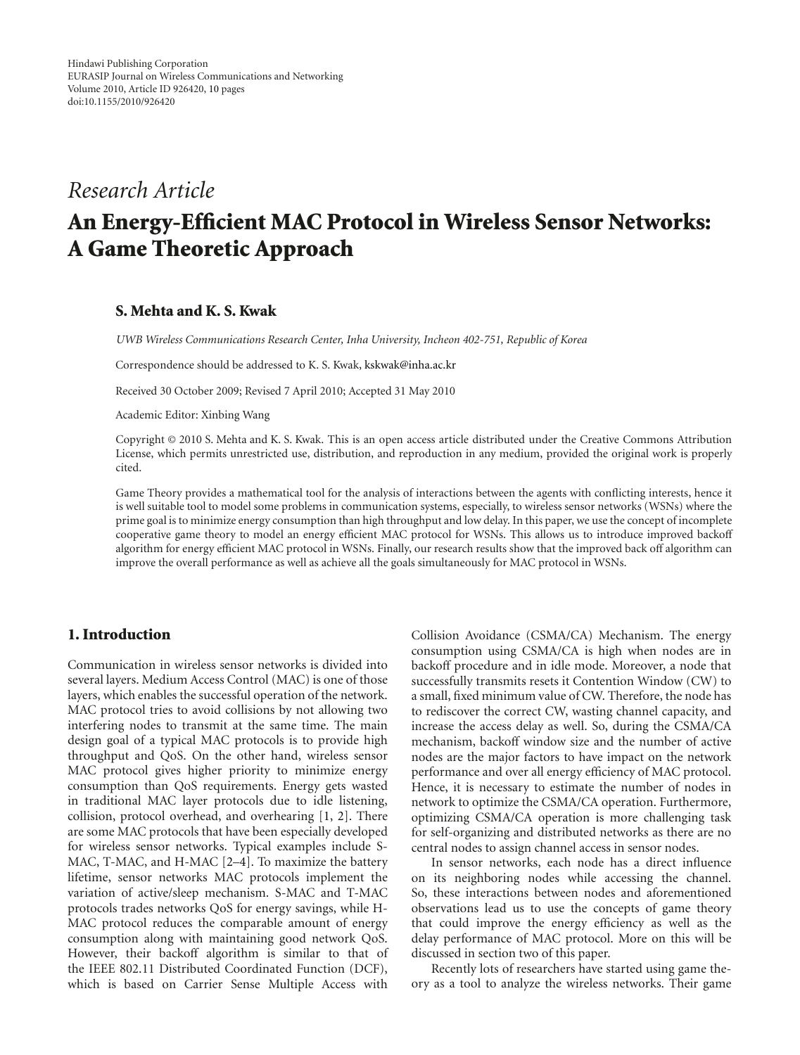Hindawi Publishing Corporation
EURASIP Journal on Wireless Communications and Networking
Volume 2010, Article ID 926420, 10 pages
doi:10.1155/2010/926420

*Research Article*

# An Energy-Efficient MAC Protocol in Wireless Sensor Networks: A Game Theoretic Approach

**S. Mehta and K. S. Kwak**

*UWB Wireless Communications Research Center, Inha University, Incheon 402-751, Republic of Korea*

Correspondence should be addressed to K. S. Kwak, kskwak@inha.ac.kr

Received 30 October 2009; Revised 7 April 2010; Accepted 31 May 2010

Academic Editor: Xinbing Wang

Copyright © 2010 S. Mehta and K. S. Kwak. This is an open access article distributed under the Creative Commons Attribution License, which permits unrestricted use, distribution, and reproduction in any medium, provided the original work is properly cited.

Game Theory provides a mathematical tool for the analysis of interactions between the agents with conflicting interests, hence it is well suitable tool to model some problems in communication systems, especially, to wireless sensor networks (WSNs) where the prime goal is to minimize energy consumption than high throughput and low delay. In this paper, we use the concept of incomplete cooperative game theory to model an energy efficient MAC protocol for WSNs. This allows us to introduce improved backoff algorithm for energy efficient MAC protocol in WSNs. Finally, our research results show that the improved back off algorithm can improve the overall performance as well as achieve all the goals simultaneously for MAC protocol in WSNs.

## 1. Introduction

Communication in wireless sensor networks is divided into several layers. Medium Access Control (MAC) is one of those layers, which enables the successful operation of the network. MAC protocol tries to avoid collisions by not allowing two interfering nodes to transmit at the same time. The main design goal of a typical MAC protocols is to provide high throughput and QoS. On the other hand, wireless sensor MAC protocol gives higher priority to minimize energy consumption than QoS requirements. Energy gets wasted in traditional MAC layer protocols due to idle listening, collision, protocol overhead, and overhearing [1, 2]. There are some MAC protocols that have been especially developed for wireless sensor networks. Typical examples include S-MAC, T-MAC, and H-MAC [2–4]. To maximize the battery lifetime, sensor networks MAC protocols implement the variation of active/sleep mechanism. S-MAC and T-MAC protocols trades networks QoS for energy savings, while H-MAC protocol reduces the comparable amount of energy consumption along with maintaining good network QoS. However, their backoff algorithm is similar to that of the IEEE 802.11 Distributed Coordinated Function (DCF), which is based on Carrier Sense Multiple Access with Collision Avoidance (CSMA/CA) Mechanism. The energy consumption using CSMA/CA is high when nodes are in backoff procedure and in idle mode. Moreover, a node that successfully transmits resets it Contention Window (CW) to a small, fixed minimum value of CW. Therefore, the node has to rediscover the correct CW, wasting channel capacity, and increase the access delay as well. So, during the CSMA/CA mechanism, backoff window size and the number of active nodes are the major factors to have impact on the network performance and over all energy efficiency of MAC protocol. Hence, it is necessary to estimate the number of nodes in network to optimize the CSMA/CA operation. Furthermore, optimizing CSMA/CA operation is more challenging task for self-organizing and distributed networks as there are no central nodes to assign channel access in sensor nodes.

In sensor networks, each node has a direct influence on its neighboring nodes while accessing the channel. So, these interactions between nodes and aforementioned observations lead us to use the concepts of game theory that could improve the energy efficiency as well as the delay performance of MAC protocol. More on this will be discussed in section two of this paper.

Recently lots of researchers have started using game theory as a tool to analyze the wireless networks. Their game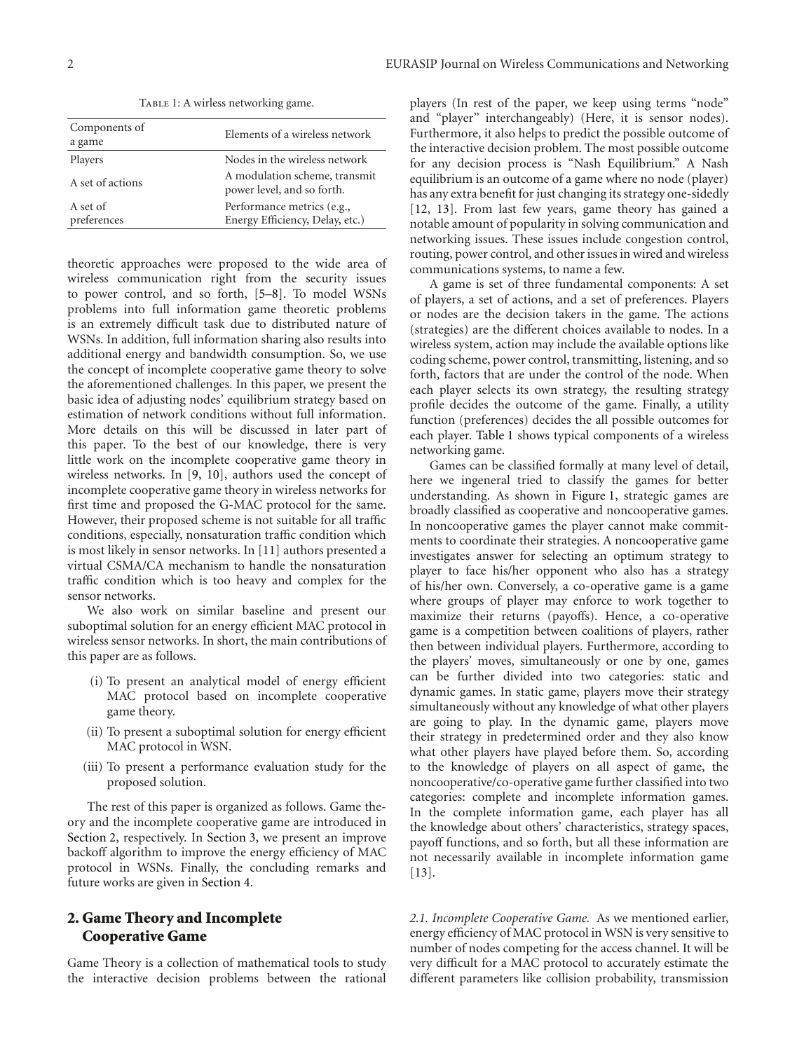Table 1: A wirless networking game.

| Components of a game | Elements of a wireless network |
|---|---|
| Players | Nodes in the wireless network |
| A set of actions | A modulation scheme, transmit power level, and so forth. |
| A set of preferences | Performance metrics (e.g., Energy Efficiency, Delay, etc.) |

theoretic approaches were proposed to the wide area of wireless communication right from the security issues to power control, and so forth, [5–8]. To model WSNs problems into full information game theoretic problems is an extremely difficult task due to distributed nature of WSNs. In addition, full information sharing also results into additional energy and bandwidth consumption. So, we use the concept of incomplete cooperative game theory to solve the aforementioned challenges. In this paper, we present the basic idea of adjusting nodes' equilibrium strategy based on estimation of network conditions without full information. More details on this will be discussed in later part of this paper. To the best of our knowledge, there is very little work on the incomplete cooperative game theory in wireless networks. In [9, 10], authors used the concept of incomplete cooperative game theory in wireless networks for first time and proposed the G-MAC protocol for the same. However, their proposed scheme is not suitable for all traffic conditions, especially, nonsaturation traffic condition which is most likely in sensor networks. In [11] authors presented a virtual CSMA/CA mechanism to handle the nonsaturation traffic condition which is too heavy and complex for the sensor networks.

We also work on similar baseline and present our suboptimal solution for an energy efficient MAC protocol in wireless sensor networks. In short, the main contributions of this paper are as follows.

(i) To present an analytical model of energy efficient MAC protocol based on incomplete cooperative game theory.

(ii) To present a suboptimal solution for energy efficient MAC protocol in WSN.

(iii) To present a performance evaluation study for the proposed solution.

The rest of this paper is organized as follows. Game theory and the incomplete cooperative game are introduced in Section 2, respectively. In Section 3, we present an improve backoff algorithm to improve the energy efficiency of MAC protocol in WSNs. Finally, the concluding remarks and future works are given in Section 4.

## 2. Game Theory and Incomplete Cooperative Game

Game Theory is a collection of mathematical tools to study the interactive decision problems between the rational players (In rest of the paper, we keep using terms "node" and "player" interchangeably) (Here, it is sensor nodes). Furthermore, it also helps to predict the possible outcome of the interactive decision problem. The most possible outcome for any decision process is "Nash Equilibrium." A Nash equilibrium is an outcome of a game where no node (player) has any extra benefit for just changing its strategy one-sidedly [12, 13]. From last few years, game theory has gained a notable amount of popularity in solving communication and networking issues. These issues include congestion control, routing, power control, and other issues in wired and wireless communications systems, to name a few.

A game is set of three fundamental components: A set of players, a set of actions, and a set of preferences. Players or nodes are the decision takers in the game. The actions (strategies) are the different choices available to nodes. In a wireless system, action may include the available options like coding scheme, power control, transmitting, listening, and so forth, factors that are under the control of the node. When each player selects its own strategy, the resulting strategy profile decides the outcome of the game. Finally, a utility function (preferences) decides the all possible outcomes for each player. Table 1 shows typical components of a wireless networking game.

Games can be classified formally at many level of detail, here we ingeneral tried to classify the games for better understanding. As shown in Figure 1, strategic games are broadly classified as cooperative and noncooperative games. In noncooperative games the player cannot make commitments to coordinate their strategies. A noncooperative game investigates answer for selecting an optimum strategy to player to face his/her opponent who also has a strategy of his/her own. Conversely, a co-operative game is a game where groups of player may enforce to work together to maximize their returns (payoffs). Hence, a co-operative game is a competition between coalitions of players, rather then between individual players. Furthermore, according to the players' moves, simultaneously or one by one, games can be further divided into two categories: static and dynamic games. In static game, players move their strategy simultaneously without any knowledge of what other players are going to play. In the dynamic game, players move their strategy in predetermined order and they also know what other players have played before them. So, according to the knowledge of players on all aspect of game, the noncooperative/co-operative game further classified into two categories: complete and incomplete information games. In the complete information game, each player has all the knowledge about others' characteristics, strategy spaces, payoff functions, and so forth, but all these information are not necessarily available in incomplete information game [13].

*2.1. Incomplete Cooperative Game.* As we mentioned earlier, energy efficiency of MAC protocol in WSN is very sensitive to number of nodes competing for the access channel. It will be very difficult for a MAC protocol to accurately estimate the different parameters like collision probability, transmission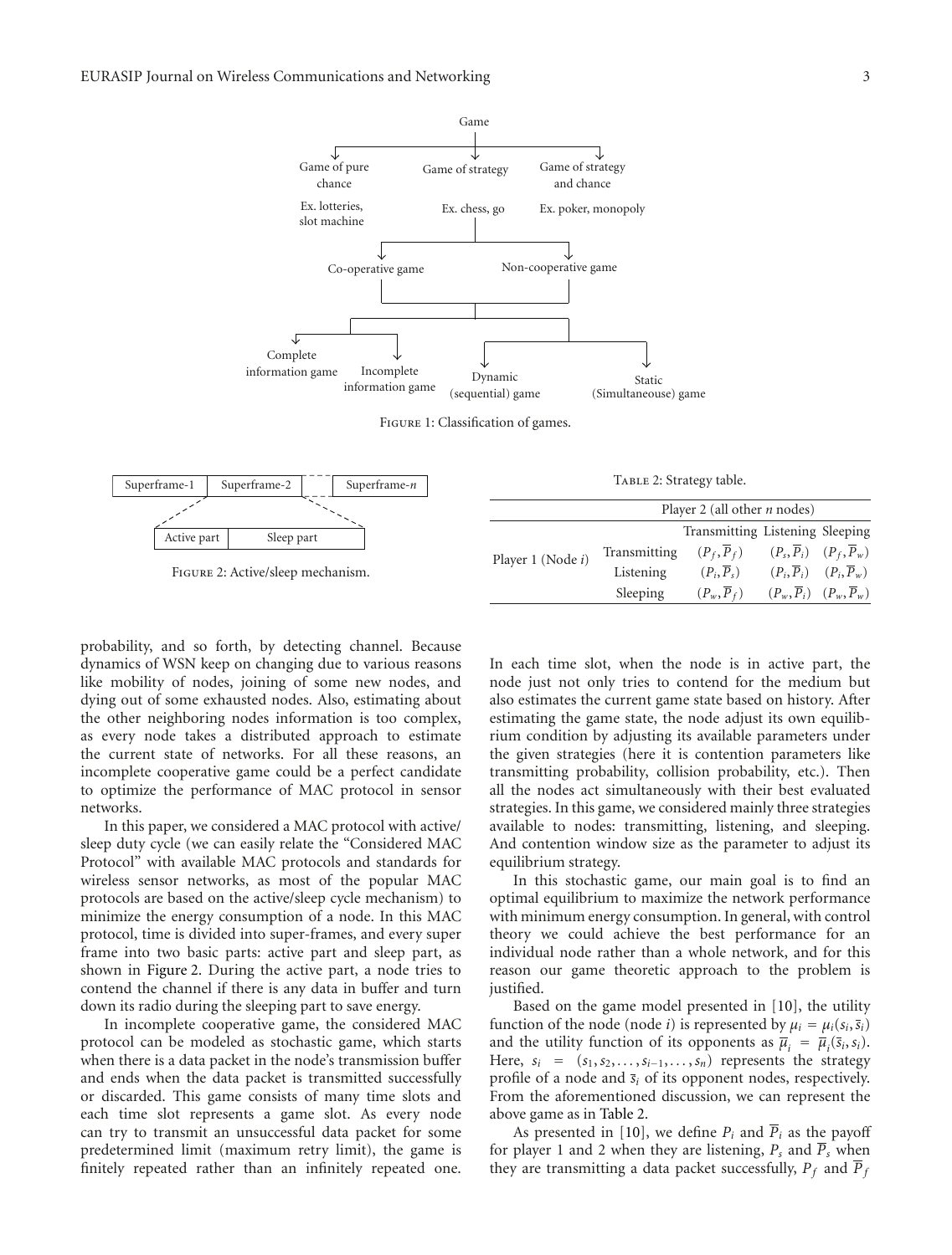Game

Game of pure chance

Ex. lotteries, slot machine

Game of strategy

Ex. chess, go

Game of strategy and chance

Ex. poker, monopoly

Co-operative game

Non-cooperative game

Complete information game

Incomplete information game

Dynamic (sequential) game

Static (Simultaneouse) game

Figure 1: Classification of games.

Superframe-1 | Superframe-2 | Superframe-$n$

Active part | Sleep part

Figure 2: Active/sleep mechanism.

Table 2: Strategy table.

| | | Player 2 (all other $n$ nodes) | | |
|---|---|---|---|---|
| | | Transmitting | Listening | Sleeping |
| Player 1 (Node $i$) | Transmitting | $(P_f, \overline{P}_f)$ | $(P_s, \overline{P}_i)$ | $(P_f, \overline{P}_w)$ |
| | Listening | $(P_i, \overline{P}_s)$ | $(P_i, \overline{P}_i)$ | $(P_i, \overline{P}_w)$ |
| | Sleeping | $(P_w, \overline{P}_f)$ | $(P_w, \overline{P}_i)$ | $(P_w, \overline{P}_w)$ |

probability, and so forth, by detecting channel. Because dynamics of WSN keep on changing due to various reasons like mobility of nodes, joining of some new nodes, and dying out of some exhausted nodes. Also, estimating about the other neighboring nodes information is too complex, as every node takes a distributed approach to estimate the current state of networks. For all these reasons, an incomplete cooperative game could be a perfect candidate to optimize the performance of MAC protocol in sensor networks.

In this paper, we considered a MAC protocol with active/sleep duty cycle (we can easily relate the "Considered MAC Protocol" with available MAC protocols and standards for wireless sensor networks, as most of the popular MAC protocols are based on the active/sleep cycle mechanism) to minimize the energy consumption of a node. In this MAC protocol, time is divided into super-frames, and every super frame into two basic parts: active part and sleep part, as shown in Figure 2. During the active part, a node tries to contend the channel if there is any data in buffer and turn down its radio during the sleeping part to save energy.

In incomplete cooperative game, the considered MAC protocol can be modeled as stochastic game, which starts when there is a data packet in the node's transmission buffer and ends when the data packet is transmitted successfully or discarded. This game consists of many time slots and each time slot represents a game slot. As every node can try to transmit an unsuccessful data packet for some predetermined limit (maximum retry limit), the game is finitely repeated rather than an infinitely repeated one. In each time slot, when the node is in active part, the node just not only tries to contend for the medium but also estimates the current game state based on history. After estimating the game state, the node adjust its own equilibrium condition by adjusting its available parameters under the given strategies (here it is contention parameters like transmitting probability, collision probability, etc.). Then all the nodes act simultaneously with their best evaluated strategies. In this game, we considered mainly three strategies available to nodes: transmitting, listening, and sleeping. And contention window size as the parameter to adjust its equilibrium strategy.

In this stochastic game, our main goal is to find an optimal equilibrium to maximize the network performance with minimum energy consumption. In general, with control theory we could achieve the best performance for an individual node rather than a whole network, and for this reason our game theoretic approach to the problem is justified.

Based on the game model presented in [10], the utility function of the node (node $i$) is represented by $\mu_i = \mu_i(s_i, \overline{s}_i)$ and the utility function of its opponents as $\overline{\mu}_i = \overline{\mu}_i(\overline{s}_i, s_i)$. Here, $s_i = (s_1, s_2, \ldots, s_{i-1}, \ldots, s_n)$ represents the strategy profile of a node and $\overline{s}_i$ of its opponent nodes, respectively. From the aforementioned discussion, we can represent the above game as in Table 2.

As presented in [10], we define $P_i$ and $\overline{P}_i$ as the payoff for player 1 and 2 when they are listening, $P_s$ and $\overline{P}_s$ when they are transmitting a data packet successfully, $P_f$ and $\overline{P}_f$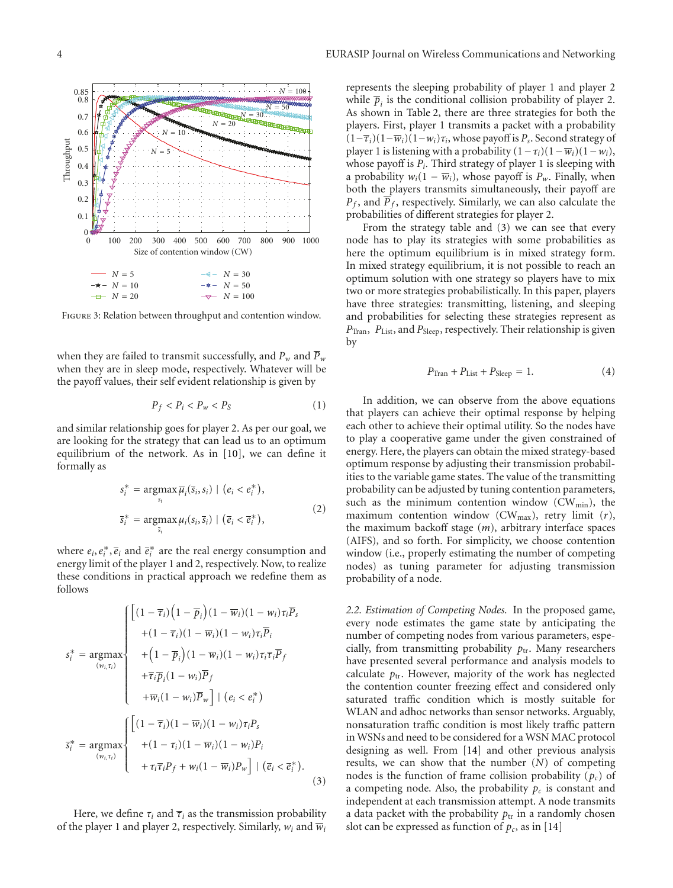FIGURE 3: Relation between throughput and contention window.

when they are failed to transmit successfully, and $P_w$ and $\overline{P}_w$ when they are in sleep mode, respectively. Whatever will be the payoff values, their self evident relationship is given by

$$P_f < P_i < P_w < P_S \tag{1}$$

and similar relationship goes for player 2. As per our goal, we are looking for the strategy that can lead us to an optimum equilibrium of the network. As in [10], we can define it formally as

$$\begin{aligned} s_i^* &= \underset{s_i}{\operatorname{argmax}}\, \overline{\mu}_i(\overline{s}_i, s_i) \mid (e_i < e_i^*), \\ \overline{s}_i^* &= \underset{\overline{s}_i}{\operatorname{argmax}}\, \mu_i(s_i, \overline{s}_i) \mid (\overline{e}_i < \overline{e}_i^*), \end{aligned} \tag{2}$$

where $e_i, e_i^*, \overline{e}_i$ and $\overline{e}_i^*$ are the real energy consumption and energy limit of the player 1 and 2, respectively. Now, to realize these conditions in practical approach we redefine them as follows

$$\begin{aligned} s_i^* &= \underset{(w_i, \tau_i)}{\operatorname{argmax}} \begin{cases} \Big[(1-\overline{\tau}_i)\big(1-\overline{p}_i\big)(1-\overline{w}_i)(1-w_i)\tau_i\overline{P}_s \\ \quad +(1-\overline{\tau}_i)(1-\overline{w}_i)(1-w_i)\tau_i\overline{P}_i \\ \quad +\big(1-\overline{p}_i\big)(1-\overline{w}_i)(1-w_i)\tau_i\overline{\tau}_i\overline{P}_f \\ \quad +\overline{\tau}_i\overline{p}_i(1-w_i)\overline{P}_f \\ \quad +\overline{w}_i(1-w_i)\overline{P}_w\Big] \mid (e_i < e_i^*) \end{cases} \\ \overline{s}_i^* &= \underset{(w_i, \tau_i)}{\operatorname{argmax}} \begin{cases} \Big[(1-\overline{\tau}_i)(1-\overline{w}_i)(1-w_i)\tau_i P_s \\ \quad +(1-\tau_i)(1-\overline{w}_i)(1-w_i)P_i \\ \quad +\tau_i\overline{\tau}_i P_f + w_i(1-\overline{w}_i)P_w\Big] \mid (\overline{e}_i < \overline{e}_i^*). \end{cases} \end{aligned} \tag{3}$$

Here, we define $\tau_i$ and $\overline{\tau}_i$ as the transmission probability of the player 1 and player 2, respectively. Similarly, $w_i$ and $\overline{w}_i$ represents the sleeping probability of player 1 and player 2 while $\overline{p}_i$ is the conditional collision probability of player 2. As shown in Table 2, there are three strategies for both the players. First, player 1 transmits a packet with a probability $(1-\overline{\tau}_i)(1-\overline{w}_i)(1-w_i)\tau_i$, whose payoff is $P_s$. Second strategy of player 1 is listening with a probability $(1-\tau_i)(1-\overline{w}_i)(1-w_i)$, whose payoff is $P_i$. Third strategy of player 1 is sleeping with a probability $w_i(1-\overline{w}_i)$, whose payoff is $P_w$. Finally, when both the players transmits simultaneously, their payoff are $P_f$, and $\overline{P}_f$, respectively. Similarly, we can also calculate the probabilities of different strategies for player 2.

From the strategy table and (3) we can see that every node has to play its strategies with some probabilities as here the optimum equilibrium is in mixed strategy form. In mixed strategy equilibrium, it is not possible to reach an optimum solution with one strategy so players have to mix two or more strategies probabilistically. In this paper, players have three strategies: transmitting, listening, and sleeping and probabilities for selecting these strategies represent as $P_{\text{Tran}}$, $P_{\text{List}}$, and $P_{\text{Sleep}}$, respectively. Their relationship is given by

$$P_{\text{Tran}} + P_{\text{List}} + P_{\text{Sleep}} = 1. \tag{4}$$

In addition, we can observe from the above equations that players can achieve their optimal response by helping each other to achieve their optimal utility. So the nodes have to play a cooperative game under the given constrained of energy. Here, the players can obtain the mixed strategy-based optimum response by adjusting their transmission probabilities to the variable game states. The value of the transmitting probability can be adjusted by tuning contention parameters, such as the minimum contention window ($\text{CW}_{\min}$), the maximum contention window ($\text{CW}_{\max}$), retry limit ($r$), the maximum backoff stage ($m$), arbitrary interface spaces (AIFS), and so forth. For simplicity, we choose contention window (i.e., properly estimating the number of competing nodes) as tuning parameter for adjusting transmission probability of a node.

*2.2. Estimation of Competing Nodes.* In the proposed game, every node estimates the game state by anticipating the number of competing nodes from various parameters, especially, from transmitting probability $p_{\text{tr}}$. Many researchers have presented several performance and analysis models to calculate $p_{\text{tr}}$. However, majority of the work has neglected the contention counter freezing effect and considered only saturated traffic condition which is mostly suitable for WLAN and adhoc networks than sensor networks. Arguably, nonsaturation traffic condition is most likely traffic pattern in WSNs and need to be considered for a WSN MAC protocol designing as well. From [14] and other previous analysis results, we can show that the number ($N$) of competing nodes is the function of frame collision probability ($p_c$) of a competing node. Also, the probability $p_c$ is constant and independent at each transmission attempt. A node transmits a data packet with the probability $p_{\text{tr}}$ in a randomly chosen slot can be expressed as function of $p_c$, as in [14]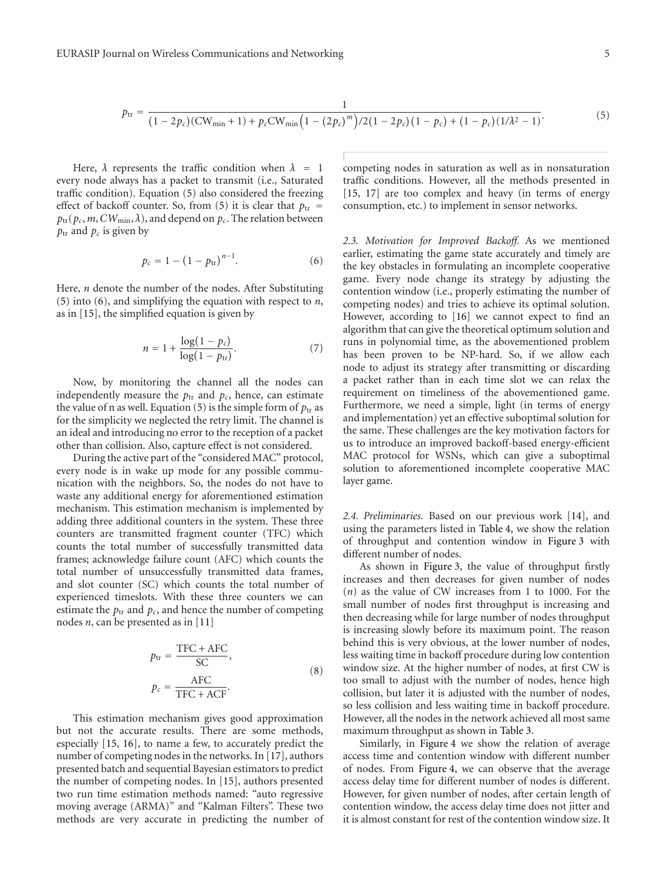$$p_{\text{tr}} = \frac{1}{(1-2p_c)(\text{CW}_{\min}+1) + p_c\text{CW}_{\min}\left(1-(2p_c)^m\right)/2(1-2p_c)(1-p_c) + (1-p_c)(1/\lambda^2-1)}. \tag{5}$$

Here, $\lambda$ represents the traffic condition when $\lambda = 1$ every node always has a packet to transmit (i.e., Saturated traffic condition). Equation (5) also considered the freezing effect of backoff counter. So, from (5) it is clear that $p_{\text{tr}} = p_{\text{tr}}(p_c, m, CW_{\min}, \lambda)$, and depend on $p_c$. The relation between $p_{\text{tr}}$ and $p_c$ is given by

$$p_c = 1 - (1-p_{\text{tr}})^{n-1}. \tag{6}$$

Here, $n$ denote the number of the nodes. After Substituting (5) into (6), and simplifying the equation with respect to $n$, as in [15], the simplified equation is given by

$$n = 1 + \frac{\log(1-p_c)}{\log(1-p_{\text{tr}})}. \tag{7}$$

Now, by monitoring the channel all the nodes can independently measure the $p_{\text{tr}}$ and $p_c$, hence, can estimate the value of n as well. Equation (5) is the simple form of $p_{\text{tr}}$ as for the simplicity we neglected the retry limit. The channel is an ideal and introducing no error to the reception of a packet other than collision. Also, capture effect is not considered.

During the active part of the "considered MAC" protocol, every node is in wake up mode for any possible communication with the neighbors. So, the nodes do not have to waste any additional energy for aforementioned estimation mechanism. This estimation mechanism is implemented by adding three additional counters in the system. These three counters are transmitted fragment counter (TFC) which counts the total number of successfully transmitted data frames; acknowledge failure count (AFC) which counts the total number of unsuccessfully transmitted data frames, and slot counter (SC) which counts the total number of experienced timeslots. With these three counters we can estimate the $p_{\text{tr}}$ and $p_c$, and hence the number of competing nodes $n$, can be presented as in [11]

$$p_{\text{tr}} = \frac{\text{TFC} + \text{AFC}}{\text{SC}}, \qquad p_c = \frac{\text{AFC}}{\text{TFC} + \text{ACF}}. \tag{8}$$

This estimation mechanism gives good approximation but not the accurate results. There are some methods, especially [15, 16], to name a few, to accurately predict the number of competing nodes in the networks. In [17], authors presented batch and sequential Bayesian estimators to predict the number of competing nodes. In [15], authors presented two run time estimation methods named: "auto regressive moving average (ARMA)" and "Kalman Filters". These two methods are very accurate in predicting the number of competing nodes in saturation as well as in nonsaturation traffic conditions. However, all the methods presented in [15, 17] are too complex and heavy (in terms of energy consumption, etc.) to implement in sensor networks.

### 2.3. Motivation for Improved Backoff.

As we mentioned earlier, estimating the game state accurately and timely are the key obstacles in formulating an incomplete cooperative game. Every node change its strategy by adjusting the contention window (i.e., properly estimating the number of competing nodes) and tries to achieve its optimal solution. However, according to [16] we cannot expect to find an algorithm that can give the theoretical optimum solution and runs in polynomial time, as the abovementioned problem has been proven to be NP-hard. So, if we allow each node to adjust its strategy after transmitting or discarding a packet rather than in each time slot we can relax the requirement on timeliness of the abovementioned game. Furthermore, we need a simple, light (in terms of energy and implementation) yet an effective suboptimal solution for the same. These challenges are the key motivation factors for us to introduce an improved backoff-based energy-efficient MAC protocol for WSNs, which can give a suboptimal solution to aforementioned incomplete cooperative MAC layer game.

### 2.4. Preliminaries.

Based on our previous work [14], and using the parameters listed in Table 4, we show the relation of throughput and contention window in Figure 3 with different number of nodes.

As shown in Figure 3, the value of throughput firstly increases and then decreases for given number of nodes ($n$) as the value of CW increases from 1 to 1000. For the small number of nodes first throughput is increasing and then decreasing while for large number of nodes throughput is increasing slowly before its maximum point. The reason behind this is very obvious, at the lower number of nodes, less waiting time in backoff procedure during low contention window size. At the higher number of nodes, at first CW is too small to adjust with the number of nodes, hence high collision, but later it is adjusted with the number of nodes, so less collision and less waiting time in backoff procedure. However, all the nodes in the network achieved all most same maximum throughput as shown in Table 3.

Similarly, in Figure 4 we show the relation of average access time and contention window with different number of nodes. From Figure 4, we can observe that the average access delay time for different number of nodes is different. However, for given number of nodes, after certain length of contention window, the access delay time does not jitter and it is almost constant for rest of the contention window size. It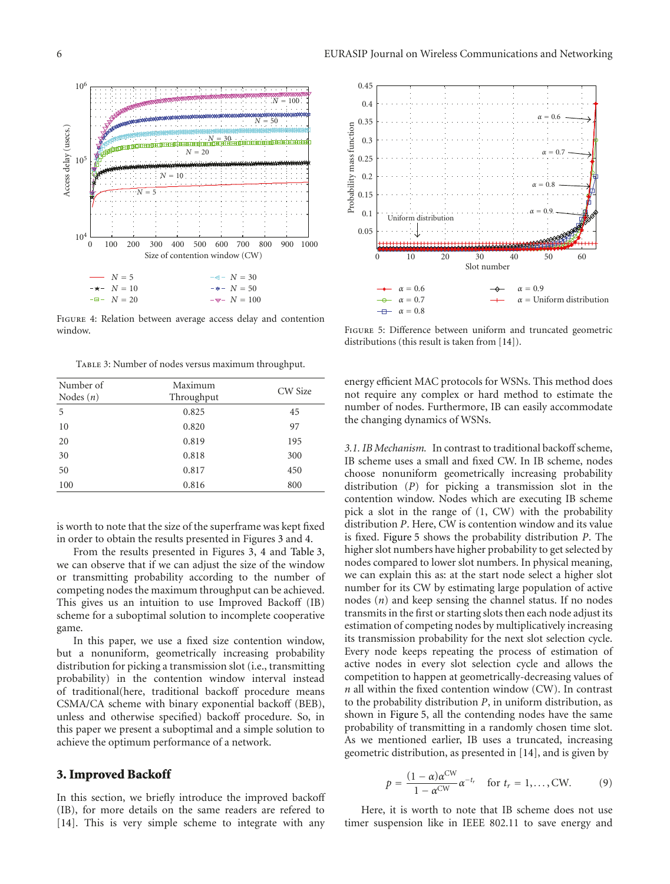Figure 4: Relation between average access delay and contention window.

Table 3: Number of nodes versus maximum throughput.

| Number of Nodes ($n$) | Maximum Throughput | CW Size |
|---|---|---|
| 5 | 0.825 | 45 |
| 10 | 0.820 | 97 |
| 20 | 0.819 | 195 |
| 30 | 0.818 | 300 |
| 50 | 0.817 | 450 |
| 100 | 0.816 | 800 |

is worth to note that the size of the superframe was kept fixed in order to obtain the results presented in Figures 3 and 4.

From the results presented in Figures 3, 4 and Table 3, we can observe that if we can adjust the size of the window or transmitting probability according to the number of competing nodes the maximum throughput can be achieved. This gives us an intuition to use Improved Backoff (IB) scheme for a suboptimal solution to incomplete cooperative game.

In this paper, we use a fixed size contention window, but a nonuniform, geometrically increasing probability distribution for picking a transmission slot (i.e., transmitting probability) in the contention window interval instead of traditional(here, traditional backoff procedure means CSMA/CA scheme with binary exponential backoff (BEB), unless and otherwise specified) backoff procedure. So, in this paper we present a suboptimal and a simple solution to achieve the optimum performance of a network.

## 3. Improved Backoff

In this section, we briefly introduce the improved backoff (IB), for more details on the same readers are refered to [14]. This is very simple scheme to integrate with any energy efficient MAC protocols for WSNs. This method does not require any complex or hard method to estimate the number of nodes. Furthermore, IB can easily accommodate the changing dynamics of WSNs.

Figure 5: Difference between uniform and truncated geometric distributions (this result is taken from [14]).

*3.1. IB Mechanism.* In contrast to traditional backoff scheme, IB scheme uses a small and fixed CW. In IB scheme, nodes choose nonuniform geometrically increasing probability distribution ($P$) for picking a transmission slot in the contention window. Nodes which are executing IB scheme pick a slot in the range of (1, CW) with the probability distribution $P$. Here, CW is contention window and its value is fixed. Figure 5 shows the probability distribution $P$. The higher slot numbers have higher probability to get selected by nodes compared to lower slot numbers. In physical meaning, we can explain this as: at the start node select a higher slot number for its CW by estimating large population of active nodes ($n$) and keep sensing the channel status. If no nodes transmits in the first or starting slots then each node adjust its estimation of competing nodes by multiplicatively increasing its transmission probability for the next slot selection cycle. Every node keeps repeating the process of estimation of active nodes in every slot selection cycle and allows the competition to happen at geometrically-decreasing values of $n$ all within the fixed contention window (CW). In contrast to the probability distribution $P$, in uniform distribution, as shown in Figure 5, all the contending nodes have the same probability of transmitting in a randomly chosen time slot. As we mentioned earlier, IB uses a truncated, increasing geometric distribution, as presented in [14], and is given by

$$p = \frac{(1-\alpha)\alpha^{\mathrm{CW}}}{1-\alpha^{\mathrm{CW}}}\alpha^{-t_r} \quad \text{for } t_r = 1, \ldots, \mathrm{CW}. \tag{9}$$

Here, it is worth to note that IB scheme does not use timer suspension like in IEEE 802.11 to save energy and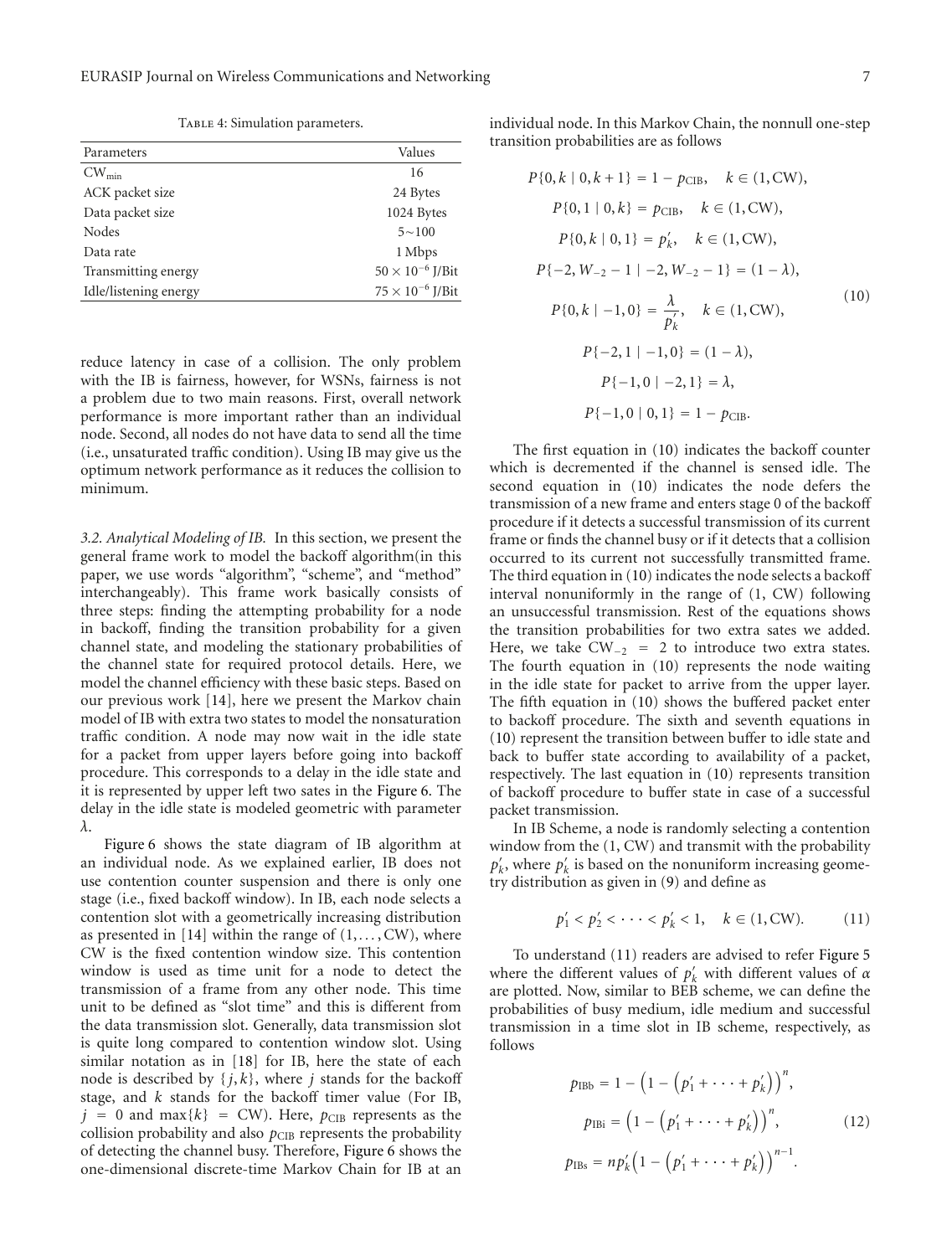Table 4: Simulation parameters.

| Parameters | Values |
|---|---|
| $CW_{min}$ | 16 |
| ACK packet size | 24 Bytes |
| Data packet size | 1024 Bytes |
| Nodes | 5∼100 |
| Data rate | 1 Mbps |
| Transmitting energy | $50 \times 10^{-6}$ J/Bit |
| Idle/listening energy | $75 \times 10^{-6}$ J/Bit |

reduce latency in case of a collision. The only problem with the IB is fairness, however, for WSNs, fairness is not a problem due to two main reasons. First, overall network performance is more important rather than an individual node. Second, all nodes do not have data to send all the time (i.e., unsaturated traffic condition). Using IB may give us the optimum network performance as it reduces the collision to minimum.

*3.2. Analytical Modeling of IB.* In this section, we present the general frame work to model the backoff algorithm(in this paper, we use words "algorithm", "scheme", and "method" interchangeably). This frame work basically consists of three steps: finding the attempting probability for a node in backoff, finding the transition probability for a given channel state, and modeling the stationary probabilities of the channel state for required protocol details. Here, we model the channel efficiency with these basic steps. Based on our previous work [14], here we present the Markov chain model of IB with extra two states to model the nonsaturation traffic condition. A node may now wait in the idle state for a packet from upper layers before going into backoff procedure. This corresponds to a delay in the idle state and it is represented by upper left two sates in the Figure 6. The delay in the idle state is modeled geometric with parameter $\lambda$.

Figure 6 shows the state diagram of IB algorithm at an individual node. As we explained earlier, IB does not use contention counter suspension and there is only one stage (i.e., fixed backoff window). In IB, each node selects a contention slot with a geometrically increasing distribution as presented in [14] within the range of $(1, \ldots, \text{CW})$, where CW is the fixed contention window size. This contention window is used as time unit for a node to detect the transmission of a frame from any other node. This time unit to be defined as "slot time" and this is different from the data transmission slot. Generally, data transmission slot is quite long compared to contention window slot. Using similar notation as in [18] for IB, here the state of each node is described by $\{j, k\}$, where $j$ stands for the backoff stage, and $k$ stands for the backoff timer value (For IB, $j = 0$ and $\max\{k\} = \text{CW}$). Here, $p_{\text{CIB}}$ represents as the collision probability and also $p_{\text{CIB}}$ represents the probability of detecting the channel busy. Therefore, Figure 6 shows the one-dimensional discrete-time Markov Chain for IB at an individual node. In this Markov Chain, the nonnull one-step transition probabilities are as follows

$$
\begin{aligned}
P\{0, k \mid 0, k+1\} &= 1 - p_{\text{CIB}}, \quad k \in (1, \text{CW}), \\
P\{0, 1 \mid 0, k\} &= p_{\text{CIB}}, \quad k \in (1, \text{CW}), \\
P\{0, k \mid 0, 1\} &= p'_k, \quad k \in (1, \text{CW}), \\
P\{-2, W_{-2} - 1 \mid -2, W_{-2} - 1\} &= (1 - \lambda), \\
P\{0, k \mid -1, 0\} &= \frac{\lambda}{p'_k}, \quad k \in (1, \text{CW}), \\
P\{-2, 1 \mid -1, 0\} &= (1 - \lambda), \\
P\{-1, 0 \mid -2, 1\} &= \lambda, \\
P\{-1, 0 \mid 0, 1\} &= 1 - p_{\text{CIB}}.
\end{aligned} \tag{10}
$$

The first equation in (10) indicates the backoff counter which is decremented if the channel is sensed idle. The second equation in (10) indicates the node defers the transmission of a new frame and enters stage 0 of the backoff procedure if it detects a successful transmission of its current frame or finds the channel busy or if it detects that a collision occurred to its current not successfully transmitted frame. The third equation in (10) indicates the node selects a backoff interval nonuniformly in the range of (1, CW) following an unsuccessful transmission. Rest of the equations shows the transition probabilities for two extra sates we added. Here, we take $\text{CW}_{-2} = 2$ to introduce two extra states. The fourth equation in (10) represents the node waiting in the idle state for packet to arrive from the upper layer. The fifth equation in (10) shows the buffered packet enter to backoff procedure. The sixth and seventh equations in (10) represent the transition between buffer to idle state and back to buffer state according to availability of a packet, respectively. The last equation in (10) represents transition of backoff procedure to buffer state in case of a successful packet transmission.

In IB Scheme, a node is randomly selecting a contention window from the (1, CW) and transmit with the probability $p'_k$, where $p'_k$ is based on the nonuniform increasing geometry distribution as given in (9) and define as

$$
p'_1 < p'_2 < \cdots < p'_k < 1, \quad k \in (1, \text{CW}). \tag{11}
$$

To understand (11) readers are advised to refer Figure 5 where the different values of $p'_k$ with different values of $\alpha$ are plotted. Now, similar to BEB scheme, we can define the probabilities of busy medium, idle medium and successful transmission in a time slot in IB scheme, respectively, as follows

$$
\begin{aligned}
p_{\text{IBb}} &= 1 - \left(1 - \left(p'_1 + \cdots + p'_k\right)\right)^n, \\
p_{\text{IBi}} &= \left(1 - \left(p'_1 + \cdots + p'_k\right)\right)^n, \\
p_{\text{IBs}} &= n p'_k \left(1 - \left(p'_1 + \cdots + p'_k\right)\right)^{n-1}.
\end{aligned} \tag{12}
$$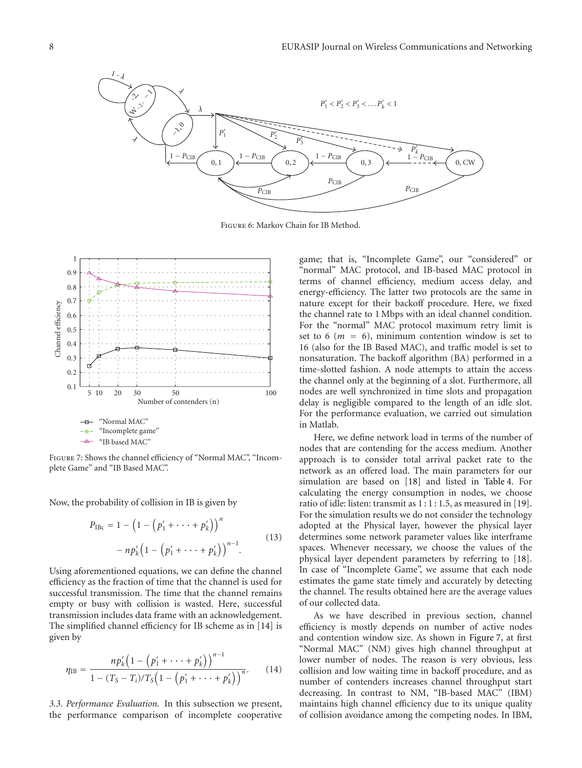$1-\lambda$

$\lambda$

$\lambda$

$\lambda$

$-2, W_{-2}-1$

$-1, 0$

$P'_1 < P'_2 < P'_3 < \ldots P'_k < 1$

$P'_1$

$P'_2$

$P'_3$

$P'_k$

$1-P_{CIB}$

$1-P_{CIB}$

$1-P_{CIB}$

$1-P_{CIB}$

0, 1

0, 2

0, 3

0, CW

$P_{CIB}$

$P_{CIB}$

$P_{CIB}$

Figure 6: Markov Chain for IB Method.

Channel efficiency

1

0.9

0.8

0.7

0.6

0.5

0.4

0.3

0.2

0.1

5

10

20

30

50

100

Number of contenders (n)

"Normal MAC"

"Incomplete game"

"IB based MAC"

Figure 7: Shows the channel efficiency of "Normal MAC", "Incomplete Game" and "IB Based MAC".

Now, the probability of collision in IB is given by

$$P_{IBc} = 1 - \left(1 - \left(p'_1 + \cdots + p'_k\right)\right)^n - np'_k\left(1 - \left(p'_1 + \cdots + p'_k\right)\right)^{n-1}. \tag{13}$$

Using aforementioned equations, we can define the channel efficiency as the fraction of time that the channel is used for successful transmission. The time that the channel remains empty or busy with collision is wasted. Here, successful transmission includes data frame with an acknowledgement. The simplified channel efficiency for IB scheme as in [14] is given by

$$\eta_{IB} = \frac{np'_k\left(1 - \left(p'_1 + \cdots + p'_k\right)\right)^{n-1}}{1 - (T_S - T_i)/T_S\left(1 - \left(p'_1 + \cdots + p'_k\right)\right)^n}. \tag{14}$$

*3.3. Performance Evaluation.* In this subsection we present, the performance comparison of incomplete cooperative game; that is, "Incomplete Game", our "considered" or "normal" MAC protocol, and IB-based MAC protocol in terms of channel efficiency, medium access delay, and energy-efficiency. The latter two protocols are the same in nature except for their backoff procedure. Here, we fixed the channel rate to 1 Mbps with an ideal channel condition. For the "normal" MAC protocol maximum retry limit is set to 6 ($m = 6$), minimum contention window is set to 16 (also for the IB Based MAC), and traffic model is set to nonsaturation. The backoff algorithm (BA) performed in a time-slotted fashion. A node attempts to attain the access the channel only at the beginning of a slot. Furthermore, all nodes are well synchronized in time slots and propagation delay is negligible compared to the length of an idle slot. For the performance evaluation, we carried out simulation in Matlab.

Here, we define network load in terms of the number of nodes that are contending for the access medium. Another approach is to consider total arrival packet rate to the network as an offered load. The main parameters for our simulation are based on [18] and listed in Table 4. For calculating the energy consumption in nodes, we choose ratio of idle: listen: transmit as 1 : 1 : 1.5, as measured in [19]. For the simulation results we do not consider the technology adopted at the Physical layer, however the physical layer determines some network parameter values like interframe spaces. Whenever necessary, we choose the values of the physical layer dependent parameters by referring to [18]. In case of "Incomplete Game", we assume that each node estimates the game state timely and accurately by detecting the channel. The results obtained here are the average values of our collected data.

As we have described in previous section, channel efficiency is mostly depends on number of active nodes and contention window size. As shown in Figure 7, at first "Normal MAC" (NM) gives high channel throughput at lower number of nodes. The reason is very obvious, less collision and low waiting time in backoff procedure, and as number of contenders increases channel throughput start decreasing. In contrast to NM, "IB-based MAC" (IBM) maintains high channel efficiency due to its unique quality of collision avoidance among the competing nodes. In IBM,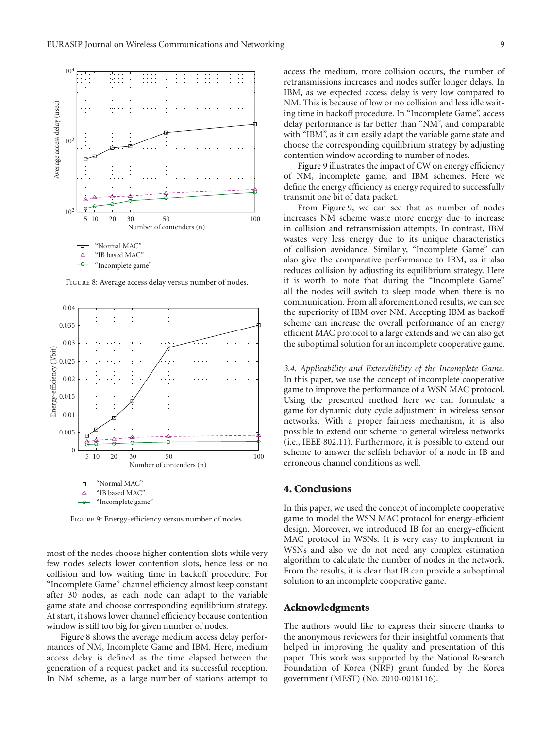$10^4$

$10^3$

$10^2$

Average access delay (usec)

5 10 20 30 50 100

Number of contenders (n)

"Normal MAC"

"IB based MAC"

"Incomplete game"

FIGURE 8: Average access delay versus number of nodes.

0.04

0.035

0.03

0.025

0.02

0.015

0.01

0.005

0

Energy-efficiency (J/bit)

5 10 20 30 50 100

Number of contenders (n)

"Normal MAC"

"IB based MAC"

"Incomplete game"

FIGURE 9: Energy-efficiency versus number of nodes.

most of the nodes choose higher contention slots while very few nodes selects lower contention slots, hence less or no collision and low waiting time in backoff procedure. For "Incomplete Game" channel efficiency almost keep constant after 30 nodes, as each node can adapt to the variable game state and choose corresponding equilibrium strategy. At start, it shows lower channel efficiency because contention window is still too big for given number of nodes.

Figure 8 shows the average medium access delay performances of NM, Incomplete Game and IBM. Here, medium access delay is defined as the time elapsed between the generation of a request packet and its successful reception. In NM scheme, as a large number of stations attempt to access the medium, more collision occurs, the number of retransmissions increases and nodes suffer longer delays. In IBM, as we expected access delay is very low compared to NM. This is because of low or no collision and less idle waiting time in backoff procedure. In "Incomplete Game", access delay performance is far better than "NM", and comparable with "IBM", as it can easily adapt the variable game state and choose the corresponding equilibrium strategy by adjusting contention window according to number of nodes.

Figure 9 illustrates the impact of CW on energy efficiency of NM, incomplete game, and IBM schemes. Here we define the energy efficiency as energy required to successfully transmit one bit of data packet.

From Figure 9, we can see that as number of nodes increases NM scheme waste more energy due to increase in collision and retransmission attempts. In contrast, IBM wastes very less energy due to its unique characteristics of collision avoidance. Similarly, "Incomplete Game" can also give the comparative performance to IBM, as it also reduces collision by adjusting its equilibrium strategy. Here it is worth to note that during the "Incomplete Game" all the nodes will switch to sleep mode when there is no communication. From all aforementioned results, we can see the superiority of IBM over NM. Accepting IBM as backoff scheme can increase the overall performance of an energy efficient MAC protocol to a large extends and we can also get the suboptimal solution for an incomplete cooperative game.

*3.4. Applicability and Extendibility of the Incomplete Game.* In this paper, we use the concept of incomplete cooperative game to improve the performance of a WSN MAC protocol. Using the presented method here we can formulate a game for dynamic duty cycle adjustment in wireless sensor networks. With a proper fairness mechanism, it is also possible to extend our scheme to general wireless networks (i.e., IEEE 802.11). Furthermore, it is possible to extend our scheme to answer the selfish behavior of a node in IB and erroneous channel conditions as well.

## 4. Conclusions

In this paper, we used the concept of incomplete cooperative game to model the WSN MAC protocol for energy-efficient design. Moreover, we introduced IB for an energy-efficient MAC protocol in WSNs. It is very easy to implement in WSNs and also we do not need any complex estimation algorithm to calculate the number of nodes in the network. From the results, it is clear that IB can provide a suboptimal solution to an incomplete cooperative game.

## Acknowledgments

The authors would like to express their sincere thanks to the anonymous reviewers for their insightful comments that helped in improving the quality and presentation of this paper. This work was supported by the National Research Foundation of Korea (NRF) grant funded by the Korea government (MEST) (No. 2010-0018116).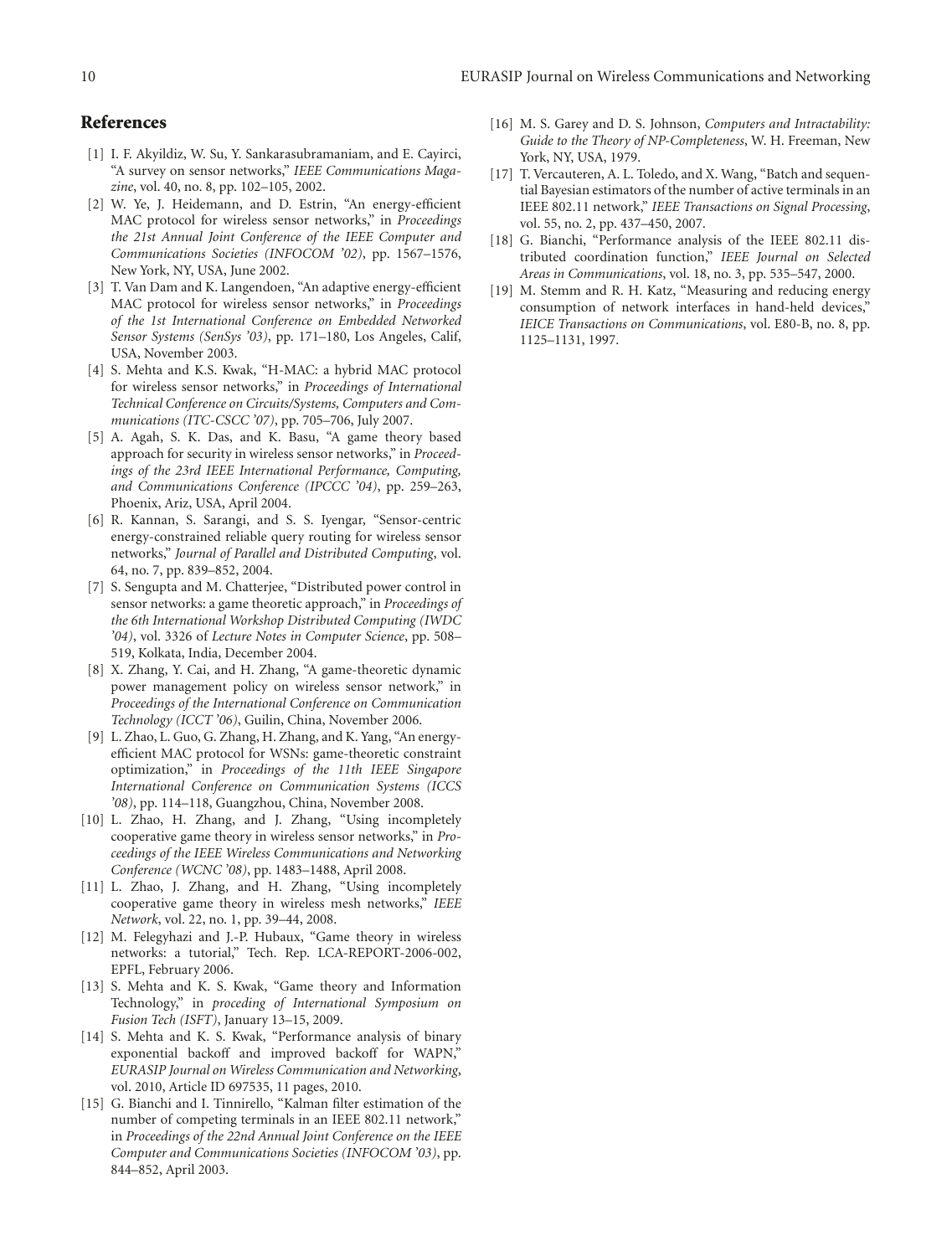## References

[1] I. F. Akyildiz, W. Su, Y. Sankarasubramaniam, and E. Cayirci, "A survey on sensor networks," *IEEE Communications Magazine*, vol. 40, no. 8, pp. 102–105, 2002.

[2] W. Ye, J. Heidemann, and D. Estrin, "An energy-efficient MAC protocol for wireless sensor networks," in *Proceedings the 21st Annual Joint Conference of the IEEE Computer and Communications Societies (INFOCOM '02)*, pp. 1567–1576, New York, NY, USA, June 2002.

[3] T. Van Dam and K. Langendoen, "An adaptive energy-efficient MAC protocol for wireless sensor networks," in *Proceedings of the 1st International Conference on Embedded Networked Sensor Systems (SenSys '03)*, pp. 171–180, Los Angeles, Calif, USA, November 2003.

[4] S. Mehta and K.S. Kwak, "H-MAC: a hybrid MAC protocol for wireless sensor networks," in *Proceedings of International Technical Conference on Circuits/Systems, Computers and Communications (ITC-CSCC '07)*, pp. 705–706, July 2007.

[5] A. Agah, S. K. Das, and K. Basu, "A game theory based approach for security in wireless sensor networks," in *Proceedings of the 23rd IEEE International Performance, Computing, and Communications Conference (IPCCC '04)*, pp. 259–263, Phoenix, Ariz, USA, April 2004.

[6] R. Kannan, S. Sarangi, and S. S. Iyengar, "Sensor-centric energy-constrained reliable query routing for wireless sensor networks," *Journal of Parallel and Distributed Computing*, vol. 64, no. 7, pp. 839–852, 2004.

[7] S. Sengupta and M. Chatterjee, "Distributed power control in sensor networks: a game theoretic approach," in *Proceedings of the 6th International Workshop Distributed Computing (IWDC '04)*, vol. 3326 of *Lecture Notes in Computer Science*, pp. 508–519, Kolkata, India, December 2004.

[8] X. Zhang, Y. Cai, and H. Zhang, "A game-theoretic dynamic power management policy on wireless sensor network," in *Proceedings of the International Conference on Communication Technology (ICCT '06)*, Guilin, China, November 2006.

[9] L. Zhao, L. Guo, G. Zhang, H. Zhang, and K. Yang, "An energy-efficient MAC protocol for WSNs: game-theoretic constraint optimization," in *Proceedings of the 11th IEEE Singapore International Conference on Communication Systems (ICCS '08)*, pp. 114–118, Guangzhou, China, November 2008.

[10] L. Zhao, H. Zhang, and J. Zhang, "Using incompletely cooperative game theory in wireless sensor networks," in *Proceedings of the IEEE Wireless Communications and Networking Conference (WCNC '08)*, pp. 1483–1488, April 2008.

[11] L. Zhao, J. Zhang, and H. Zhang, "Using incompletely cooperative game theory in wireless mesh networks," *IEEE Network*, vol. 22, no. 1, pp. 39–44, 2008.

[12] M. Felegyhazi and J.-P. Hubaux, "Game theory in wireless networks: a tutorial," Tech. Rep. LCA-REPORT-2006-002, EPFL, February 2006.

[13] S. Mehta and K. S. Kwak, "Game theory and Information Technology," in *proceding of International Symposium on Fusion Tech (ISFT)*, January 13–15, 2009.

[14] S. Mehta and K. S. Kwak, "Performance analysis of binary exponential backoff and improved backoff for WAPN," *EURASIP Journal on Wireless Communication and Networking*, vol. 2010, Article ID 697535, 11 pages, 2010.

[15] G. Bianchi and I. Tinnirello, "Kalman filter estimation of the number of competing terminals in an IEEE 802.11 network," in *Proceedings of the 22nd Annual Joint Conference on the IEEE Computer and Communications Societies (INFOCOM '03)*, pp. 844–852, April 2003.

[16] M. S. Garey and D. S. Johnson, *Computers and Intractability: Guide to the Theory of NP-Completeness*, W. H. Freeman, New York, NY, USA, 1979.

[17] T. Vercauteren, A. L. Toledo, and X. Wang, "Batch and sequential Bayesian estimators of the number of active terminals in an IEEE 802.11 network," *IEEE Transactions on Signal Processing*, vol. 55, no. 2, pp. 437–450, 2007.

[18] G. Bianchi, "Performance analysis of the IEEE 802.11 distributed coordination function," *IEEE Journal on Selected Areas in Communications*, vol. 18, no. 3, pp. 535–547, 2000.

[19] M. Stemm and R. H. Katz, "Measuring and reducing energy consumption of network interfaces in hand-held devices," *IEICE Transactions on Communications*, vol. E80-B, no. 8, pp. 1125–1131, 1997.